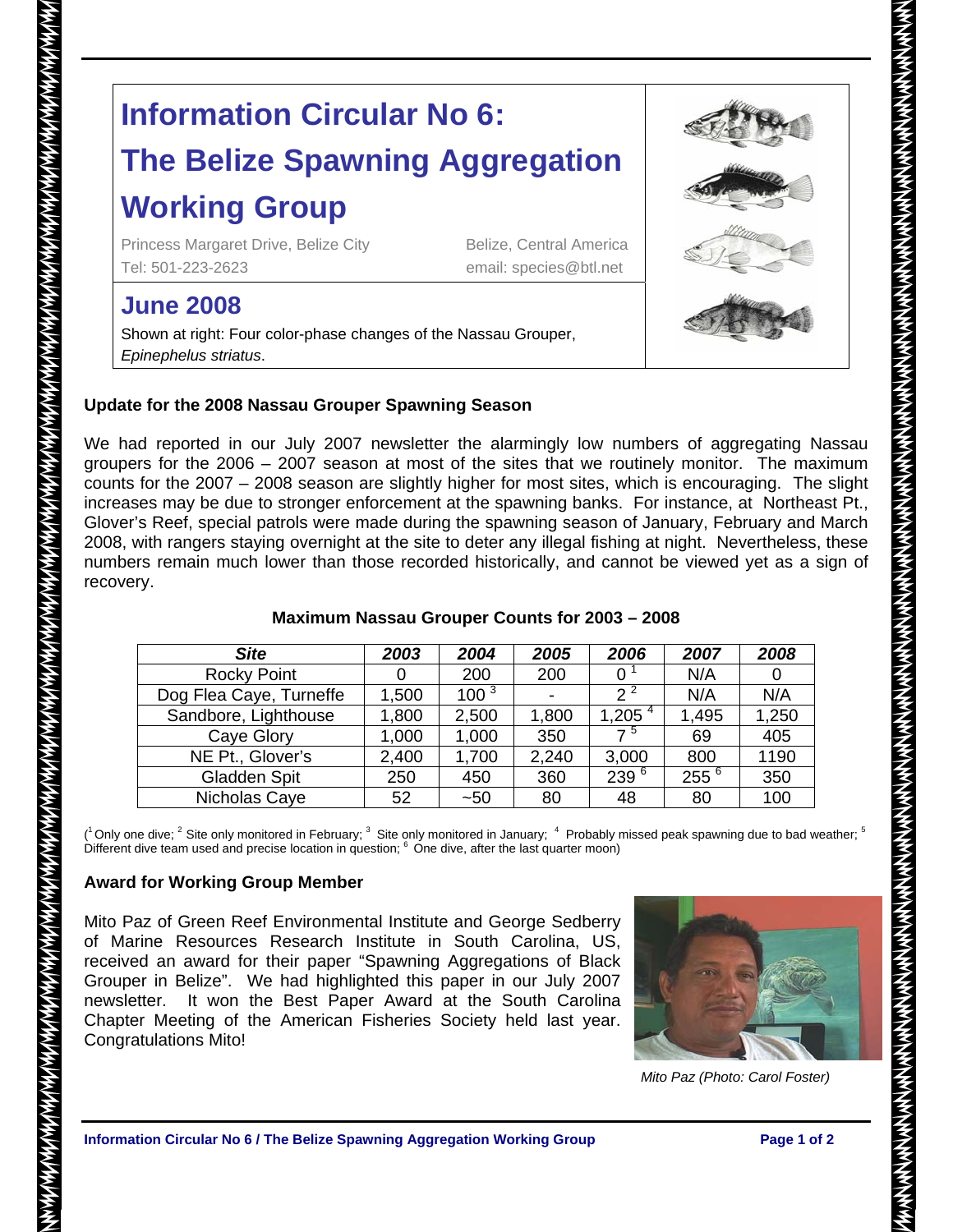# Information Circular No 6: The Belize Spawning Aggregation Working Group

Princess Margaret Drive, Belize City
Tel: 501-223-2623

Belize, Central America
email: species@btl.net

## June 2008

Shown at right: Four color-phase changes of the Nassau Grouper, *Epinephelus striatus*.

### Update for the 2008 Nassau Grouper Spawning Season

We had reported in our July 2007 newsletter the alarmingly low numbers of aggregating Nassau groupers for the 2006 – 2007 season at most of the sites that we routinely monitor. The maximum counts for the 2007 – 2008 season are slightly higher for most sites, which is encouraging. The slight increases may be due to stronger enforcement at the spawning banks. For instance, at Northeast Pt., Glover's Reef, special patrols were made during the spawning season of January, February and March 2008, with rangers staying overnight at the site to deter any illegal fishing at night. Nevertheless, these numbers remain much lower than those recorded historically, and cannot be viewed yet as a sign of recovery.

**Maximum Nassau Grouper Counts for 2003 – 2008**

| *Site* | *2003* | *2004* | *2005* | *2006* | *2007* | *2008* |
|---|---|---|---|---|---|---|
| Rocky Point | 0 | 200 | 200 | 0 [1] | N/A | 0 |
| Dog Flea Caye, Turneffe | 1,500 | 100 [3] | - | 2 [2] | N/A | N/A |
| Sandbore, Lighthouse | 1,800 | 2,500 | 1,800 | 1,205 [4] | 1,495 | 1,250 |
| Caye Glory | 1,000 | 1,000 | 350 | 7 [5] | 69 | 405 |
| NE Pt., Glover's | 2,400 | 1,700 | 2,240 | 3,000 | 800 | 1190 |
| Gladden Spit | 250 | 450 | 360 | 239 [6] | 255 [6] | 350 |
| Nicholas Caye | 52 | ~50 | 80 | 48 | 80 | 100 |

([1] Only one dive; [2] Site only monitored in February; [3] Site only monitored in January; [4] Probably missed peak spawning due to bad weather; [5] Different dive team used and precise location in question; [6] One dive, after the last quarter moon)

### Award for Working Group Member

Mito Paz of Green Reef Environmental Institute and George Sedberry of Marine Resources Research Institute in South Carolina, US, received an award for their paper "Spawning Aggregations of Black Grouper in Belize". We had highlighted this paper in our July 2007 newsletter. It won the Best Paper Award at the South Carolina Chapter Meeting of the American Fisheries Society held last year. Congratulations Mito!

*Mito Paz (Photo: Carol Foster)*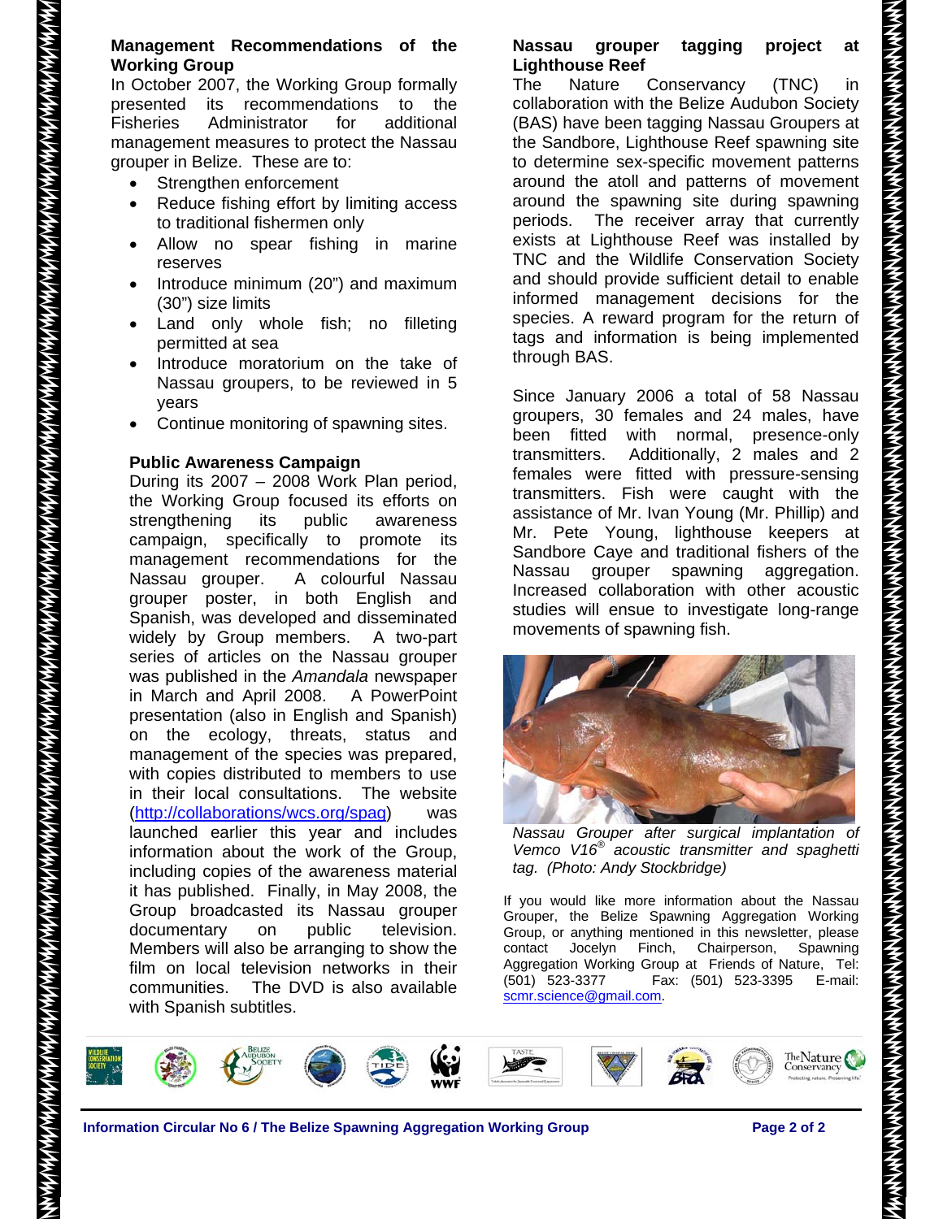## Management Recommendations of the Working Group

In October 2007, the Working Group formally presented its recommendations to the Fisheries Administrator for additional management measures to protect the Nassau grouper in Belize. These are to:

- Strengthen enforcement
- Reduce fishing effort by limiting access to traditional fishermen only
- Allow no spear fishing in marine reserves
- Introduce minimum (20") and maximum (30") size limits
- Land only whole fish; no filleting permitted at sea
- Introduce moratorium on the take of Nassau groupers, to be reviewed in 5 years
- Continue monitoring of spawning sites.

## Public Awareness Campaign

During its 2007 – 2008 Work Plan period, the Working Group focused its efforts on strengthening its public awareness campaign, specifically to promote its management recommendations for the Nassau grouper. A colourful Nassau grouper poster, in both English and Spanish, was developed and disseminated widely by Group members. A two-part series of articles on the Nassau grouper was published in the *Amandala* newspaper in March and April 2008. A PowerPoint presentation (also in English and Spanish) on the ecology, threats, status and management of the species was prepared, with copies distributed to members to use in their local consultations. The website (http://collaborations/wcs.org/spag) was launched earlier this year and includes information about the work of the Group, including copies of the awareness material it has published. Finally, in May 2008, the Group broadcasted its Nassau grouper documentary on public television. Members will also be arranging to show the film on local television networks in their communities. The DVD is also available with Spanish subtitles.

## Nassau grouper tagging project at Lighthouse Reef

The Nature Conservancy (TNC) in collaboration with the Belize Audubon Society (BAS) have been tagging Nassau Groupers at the Sandbore, Lighthouse Reef spawning site to determine sex-specific movement patterns around the atoll and patterns of movement around the spawning site during spawning periods. The receiver array that currently exists at Lighthouse Reef was installed by TNC and the Wildlife Conservation Society and should provide sufficient detail to enable informed management decisions for the species. A reward program for the return of tags and information is being implemented through BAS.

Since January 2006 a total of 58 Nassau groupers, 30 females and 24 males, have been fitted with normal, presence-only transmitters. Additionally, 2 males and 2 females were fitted with pressure-sensing transmitters. Fish were caught with the assistance of Mr. Ivan Young (Mr. Phillip) and Mr. Pete Young, lighthouse keepers at Sandbore Caye and traditional fishers of the Nassau grouper spawning aggregation. Increased collaboration with other acoustic studies will ensue to investigate long-range movements of spawning fish.

*Nassau Grouper after surgical implantation of Vemco V16® acoustic transmitter and spaghetti tag. (Photo: Andy Stockbridge)*

If you would like more information about the Nassau Grouper, the Belize Spawning Aggregation Working Group, or anything mentioned in this newsletter, please contact Jocelyn Finch, Chairperson, Spawning Aggregation Working Group at Friends of Nature, Tel: (501) 523-3377 Fax: (501) 523-3395 E-mail: scmr.science@gmail.com.